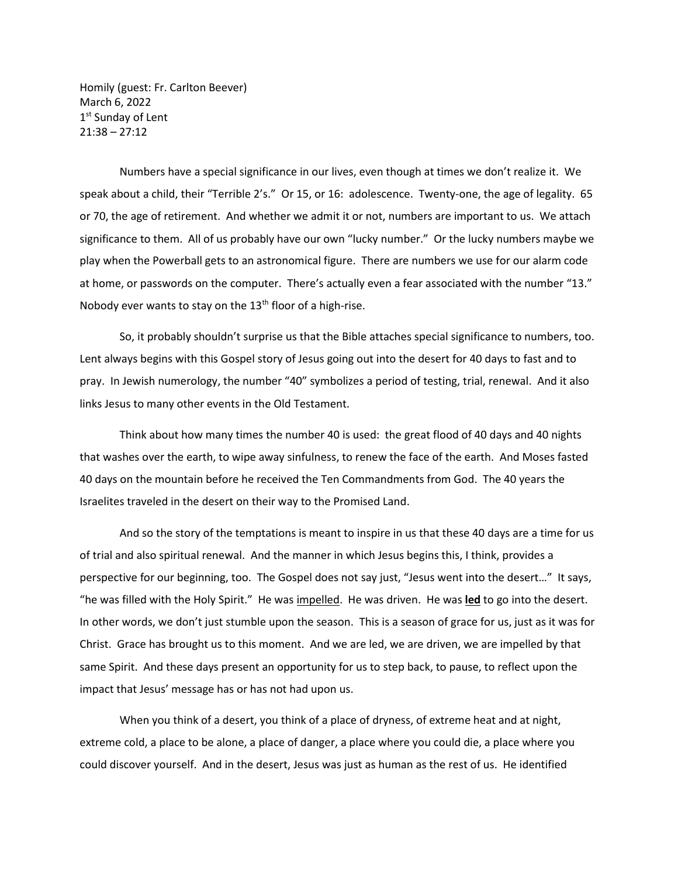Homily (guest: Fr. Carlton Beever)
March 6, 2022
1st Sunday of Lent
21:38 – 27:12

Numbers have a special significance in our lives, even though at times we don't realize it. We speak about a child, their "Terrible 2's." Or 15, or 16: adolescence. Twenty-one, the age of legality. 65 or 70, the age of retirement. And whether we admit it or not, numbers are important to us. We attach significance to them. All of us probably have our own "lucky number." Or the lucky numbers maybe we play when the Powerball gets to an astronomical figure. There are numbers we use for our alarm code at home, or passwords on the computer. There's actually even a fear associated with the number "13." Nobody ever wants to stay on the 13th floor of a high-rise.

So, it probably shouldn't surprise us that the Bible attaches special significance to numbers, too. Lent always begins with this Gospel story of Jesus going out into the desert for 40 days to fast and to pray. In Jewish numerology, the number "40" symbolizes a period of testing, trial, renewal. And it also links Jesus to many other events in the Old Testament.

Think about how many times the number 40 is used: the great flood of 40 days and 40 nights that washes over the earth, to wipe away sinfulness, to renew the face of the earth. And Moses fasted 40 days on the mountain before he received the Ten Commandments from God. The 40 years the Israelites traveled in the desert on their way to the Promised Land.

And so the story of the temptations is meant to inspire in us that these 40 days are a time for us of trial and also spiritual renewal. And the manner in which Jesus begins this, I think, provides a perspective for our beginning, too. The Gospel does not say just, "Jesus went into the desert…" It says, "he was filled with the Holy Spirit." He was <u>impelled</u>. He was driven. He was **<u>led</u>** to go into the desert. In other words, we don't just stumble upon the season. This is a season of grace for us, just as it was for Christ. Grace has brought us to this moment. And we are led, we are driven, we are impelled by that same Spirit. And these days present an opportunity for us to step back, to pause, to reflect upon the impact that Jesus' message has or has not had upon us.

When you think of a desert, you think of a place of dryness, of extreme heat and at night, extreme cold, a place to be alone, a place of danger, a place where you could die, a place where you could discover yourself. And in the desert, Jesus was just as human as the rest of us. He identified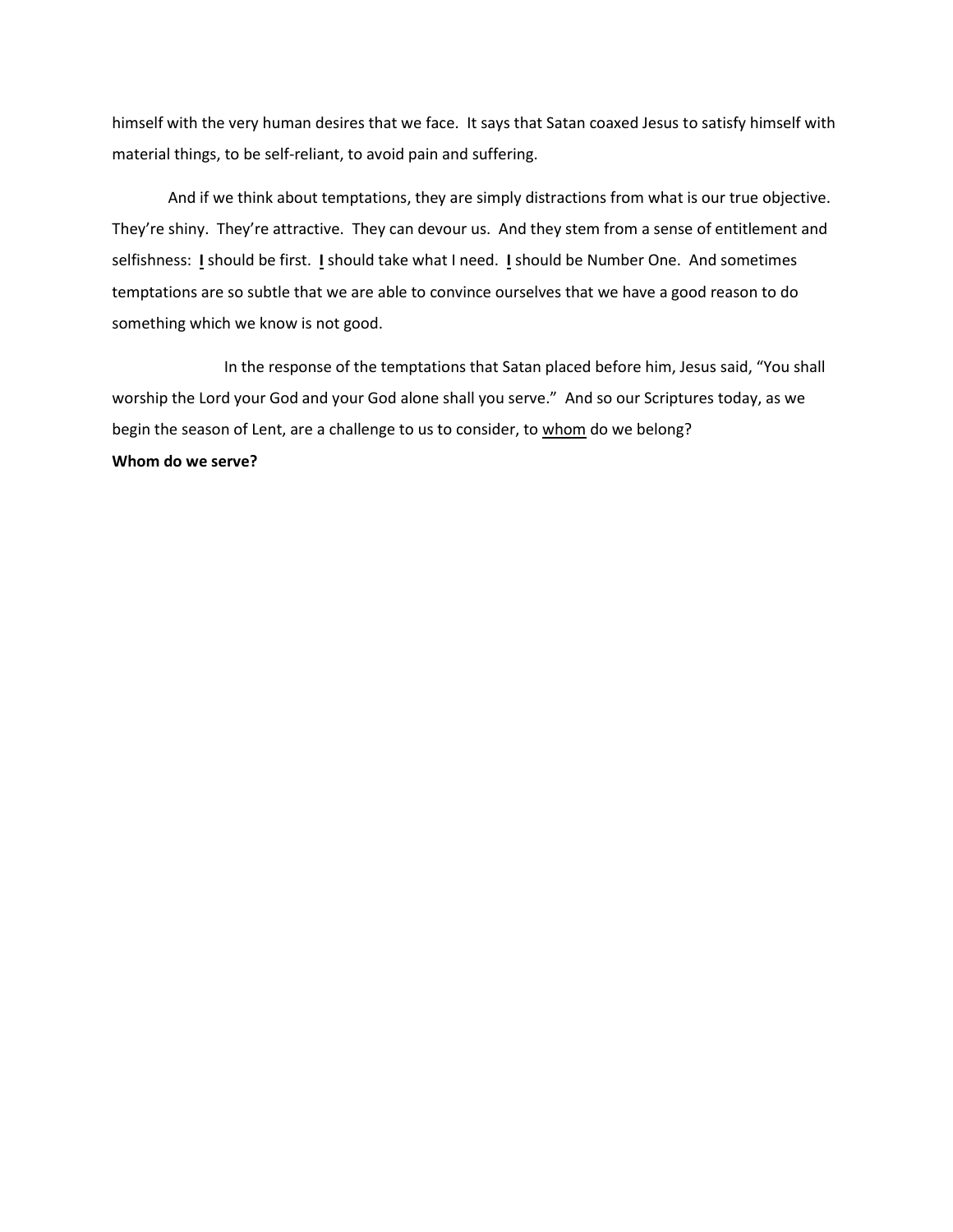himself with the very human desires that we face. It says that Satan coaxed Jesus to satisfy himself with material things, to be self-reliant, to avoid pain and suffering.

And if we think about temptations, they are simply distractions from what is our true objective. They're shiny. They're attractive. They can devour us. And they stem from a sense of entitlement and selfishness: **I** should be first. **I** should take what I need. **I** should be Number One. And sometimes temptations are so subtle that we are able to convince ourselves that we have a good reason to do something which we know is not good.

In the response of the temptations that Satan placed before him, Jesus said, "You shall worship the Lord your God and your God alone shall you serve." And so our Scriptures today, as we begin the season of Lent, are a challenge to us to consider, to whom do we belong?

**Whom do we serve?**